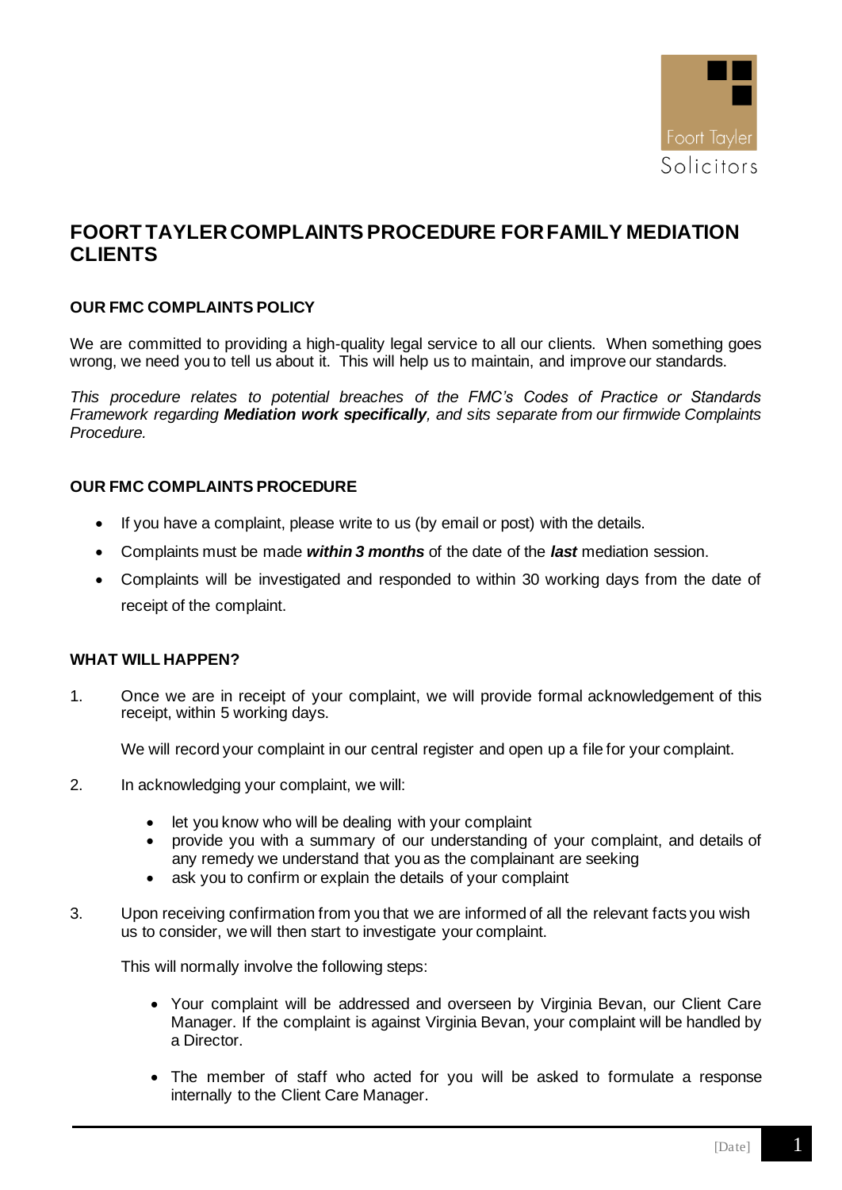# FOORT TAYLER COMPLAINTS PROCEDURE FOR FAMILY MEDIATION CLIENTS

### OUR FMC COMPLAINTS POLICY

We are committed to providing a high-quality legal service to all our clients. When something goes wrong, we need you to tell us about it. This will help us to maintain, and improve our standards.

*This procedure relates to potential breaches of the FMC's Codes of Practice or Standards Framework regarding **Mediation work specifically**, and sits separate from our firmwide Complaints Procedure.*

### OUR FMC COMPLAINTS PROCEDURE

- If you have a complaint, please write to us (by email or post) with the details.
- Complaints must be made ***within 3 months*** of the date of the ***last*** mediation session.
- Complaints will be investigated and responded to within 30 working days from the date of receipt of the complaint.

### WHAT WILL HAPPEN?

1. Once we are in receipt of your complaint, we will provide formal acknowledgement of this receipt, within 5 working days.

   We will record your complaint in our central register and open up a file for your complaint.

2. In acknowledging your complaint, we will:

   - let you know who will be dealing with your complaint
   - provide you with a summary of our understanding of your complaint, and details of any remedy we understand that you as the complainant are seeking
   - ask you to confirm or explain the details of your complaint

3. Upon receiving confirmation from you that we are informed of all the relevant facts you wish us to consider, we will then start to investigate your complaint.

   This will normally involve the following steps:

   - Your complaint will be addressed and overseen by Virginia Bevan, our Client Care Manager. If the complaint is against Virginia Bevan, your complaint will be handled by a Director.
   - The member of staff who acted for you will be asked to formulate a response internally to the Client Care Manager.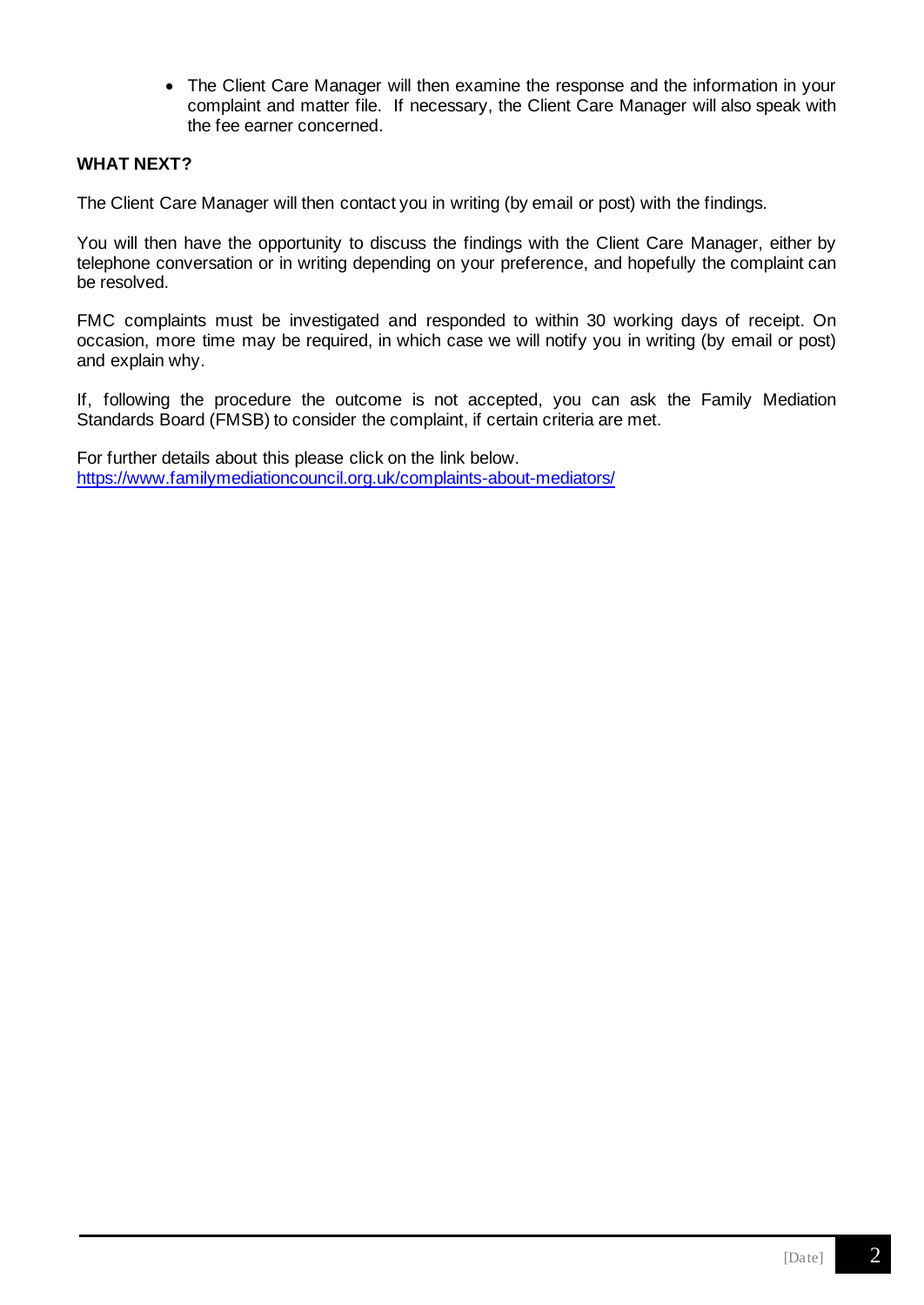- The Client Care Manager will then examine the response and the information in your complaint and matter file. If necessary, the Client Care Manager will also speak with the fee earner concerned.

**WHAT NEXT?**

The Client Care Manager will then contact you in writing (by email or post) with the findings.

You will then have the opportunity to discuss the findings with the Client Care Manager, either by telephone conversation or in writing depending on your preference, and hopefully the complaint can be resolved.

FMC complaints must be investigated and responded to within 30 working days of receipt. On occasion, more time may be required, in which case we will notify you in writing (by email or post) and explain why.

If, following the procedure the outcome is not accepted, you can ask the Family Mediation Standards Board (FMSB) to consider the complaint, if certain criteria are met.

For further details about this please click on the link below.
[https://www.familymediationcouncil.org.uk/complaints-about-mediators/](https://www.familymediationcouncil.org.uk/complaints-about-mediators/)